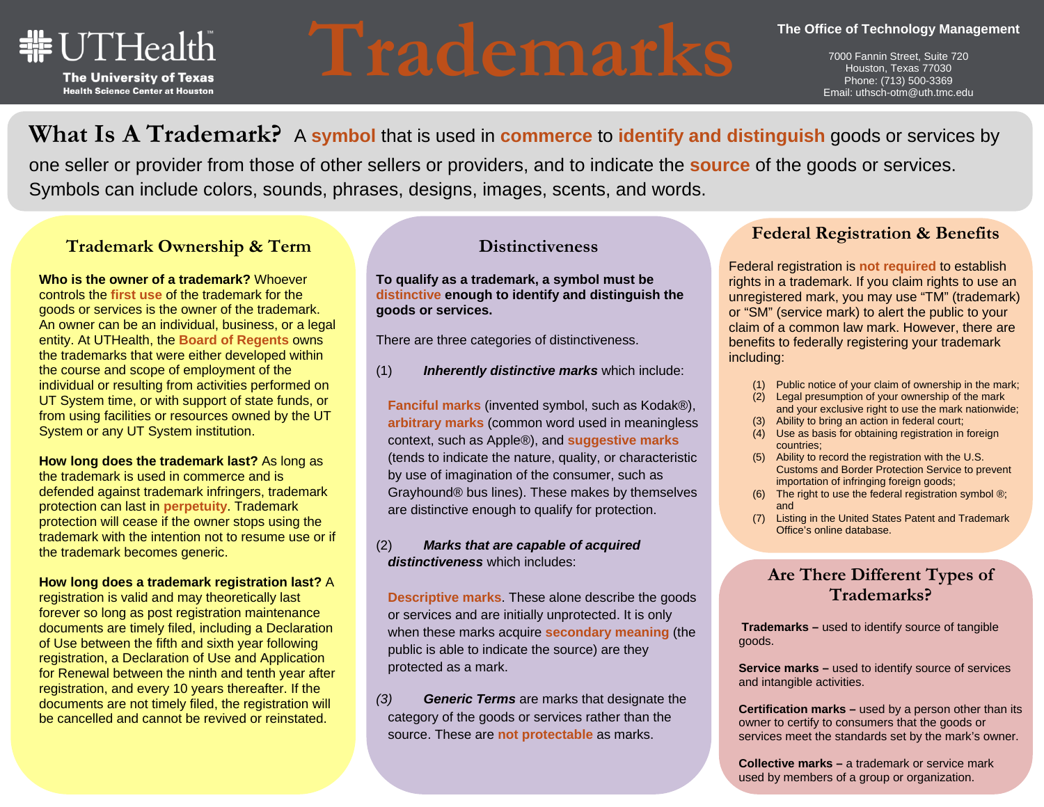# Trademarks

UTHealth
The University of Texas
Health Science Center at Houston

**The Office of Technology Management**

7000 Fannin Street, Suite 720
Houston, Texas 77030
Phone: (713) 500-3369
Email: uthsch-otm@uth.tmc.edu

## What Is A Trademark?

A **symbol** that is used in **commerce** to **identify and distinguish** goods or services by one seller or provider from those of other sellers or providers, and to indicate the **source** of the goods or services. Symbols can include colors, sounds, phrases, designs, images, scents, and words.

## Trademark Ownership & Term

**Who is the owner of a trademark?** Whoever controls the **first use** of the trademark for the goods or services is the owner of the trademark. An owner can be an individual, business, or a legal entity. At UTHealth, the **Board of Regents** owns the trademarks that were either developed within the course and scope of employment of the individual or resulting from activities performed on UT System time, or with support of state funds, or from using facilities or resources owned by the UT System or any UT System institution.

**How long does the trademark last?** As long as the trademark is used in commerce and is defended against trademark infringers, trademark protection can last in **perpetuity**. Trademark protection will cease if the owner stops using the trademark with the intention not to resume use or if the trademark becomes generic.

**How long does a trademark registration last?** A registration is valid and may theoretically last forever so long as post registration maintenance documents are timely filed, including a Declaration of Use between the fifth and sixth year following registration, a Declaration of Use and Application for Renewal between the ninth and tenth year after registration, and every 10 years thereafter. If the documents are not timely filed, the registration will be cancelled and cannot be revived or reinstated.

## Distinctiveness

**To qualify as a trademark, a symbol must be distinctive enough to identify and distinguish the goods or services.**

There are three categories of distinctiveness.

(1) ***Inherently distinctive marks*** which include:

**Fanciful marks** (invented symbol, such as Kodak®), **arbitrary marks** (common word used in meaningless context, such as Apple®), and **suggestive marks** (tends to indicate the nature, quality, or characteristic by use of imagination of the consumer, such as Grayhound® bus lines). These makes by themselves are distinctive enough to qualify for protection.

(2) ***Marks that are capable of acquired distinctiveness*** which includes:

**Descriptive marks**. These alone describe the goods or services and are initially unprotected. It is only when these marks acquire **secondary meaning** (the public is able to indicate the source) are they protected as a mark.

*(3)* ***Generic Terms*** are marks that designate the category of the goods or services rather than the source. These are **not protectable** as marks.

## Federal Registration & Benefits

Federal registration is **not required** to establish rights in a trademark. If you claim rights to use an unregistered mark, you may use "TM" (trademark) or "SM" (service mark) to alert the public to your claim of a common law mark. However, there are benefits to federally registering your trademark including:

1. Public notice of your claim of ownership in the mark;
2. Legal presumption of your ownership of the mark and your exclusive right to use the mark nationwide;
3. Ability to bring an action in federal court;
4. Use as basis for obtaining registration in foreign countries;
5. Ability to record the registration with the U.S. Customs and Border Protection Service to prevent importation of infringing foreign goods;
6. The right to use the federal registration symbol ®; and
7. Listing in the United States Patent and Trademark Office's online database.

## Are There Different Types of Trademarks?

**Trademarks –** used to identify source of tangible goods.

**Service marks –** used to identify source of services and intangible activities.

**Certification marks –** used by a person other than its owner to certify to consumers that the goods or services meet the standards set by the mark's owner.

**Collective marks –** a trademark or service mark used by members of a group or organization.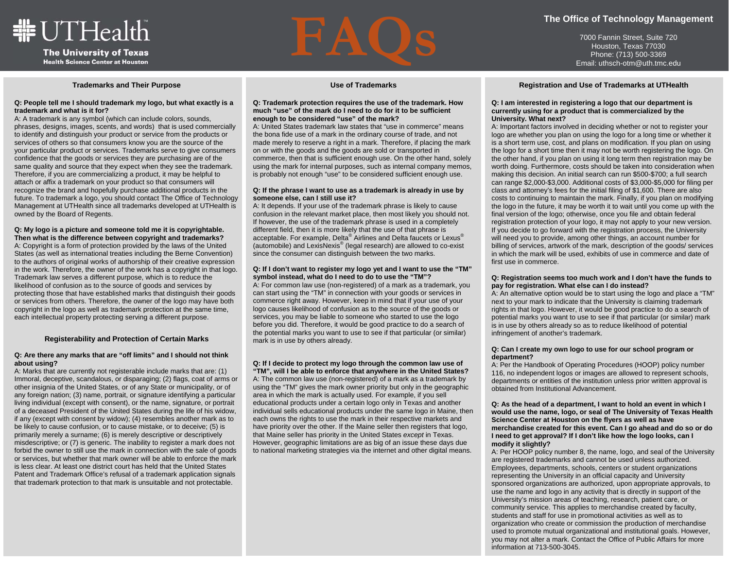UTHealth

**The University of Texas**
**Health Science Center at Houston**

# FAQs

**The Office of Technology Management**

7000 Fannin Street, Suite 720
Houston, Texas 77030
Phone: (713) 500-3369
Email: uthsch-otm@uth.tmc.edu

## Trademarks and Their Purpose

**Q: People tell me I should trademark my logo, but what exactly is a trademark and what is it for?**
A: A trademark is any symbol (which can include colors, sounds, phrases, designs, images, scents, and words) that is used commercially to identify and distinguish your product or service from the products or services of others so that consumers know you are the source of the your particular product or services. Trademarks serve to give consumers confidence that the goods or services they are purchasing are of the same quality and source that they expect when they see the trademark. Therefore, if you are commercializing a product, it may be helpful to attach or affix a trademark on your product so that consumers will recognize the brand and hopefully purchase additional products in the future. To trademark a logo, you should contact The Office of Technology Management at UTHealth since all trademarks developed at UTHealth is owned by the Board of Regents.

**Q: My logo is a picture and someone told me it is copyrightable. Then what is the difference between copyright and trademarks?**
A: Copyright is a form of protection provided by the laws of the United States (as well as international treaties including the Berne Convention) to the authors of original works of authorship of their creative expression in the work. Therefore, the owner of the work has a copyright in that logo. Trademark law serves a different purpose, which is to reduce the likelihood of confusion as to the source of goods and services by protecting those that have established marks that distinguish their goods or services from others. Therefore, the owner of the logo may have both copyright in the logo as well as trademark protection at the same time, each intellectual property protecting serving a different purpose.

## Registerability and Protection of Certain Marks

**Q: Are there any marks that are "off limits" and I should not think about using?**
A: Marks that are currently not registerable include marks that are: (1) Immoral, deceptive, scandalous, or disparaging; (2) flags, coat of arms or other insignia of the United States, or of any State or municipality, or of any foreign nation; (3) name, portrait, or signature identifying a particular living individual (except with consent), or the name, signature, or portrait of a deceased President of the United States during the life of his widow, if any (except with consent by widow); (4) resembles another mark as to be likely to cause confusion, or to cause mistake, or to deceive; (5) is primarily merely a surname; (6) is merely descriptive or descriptively misdescriptive; or (7) is generic. The inability to register a mark does not forbid the owner to still use the mark in connection with the sale of goods or services, but whether that mark owner will be able to enforce the mark is less clear. At least one district court has held that the United States Patent and Trademark Office's refusal of a trademark application signals that trademark protection to that mark is unsuitable and not protectable.

## Use of Trademarks

**Q: Trademark protection requires the use of the trademark. How much "use" of the mark do I need to do for it to be sufficient enough to be considered "use" of the mark?**
A: United States trademark law states that "use in commerce" means the bona fide use of a mark in the ordinary course of trade, and not made merely to reserve a right in a mark. Therefore, if placing the mark on or with the goods and the goods are sold or transported in commerce, then that is sufficient enough use. On the other hand, solely using the mark for internal purposes, such as internal company memos, is probably not enough "use" to be considered sufficient enough use.

**Q: If the phrase I want to use as a trademark is already in use by someone else, can I still use it?**
A: It depends. If your use of the trademark phrase is likely to cause confusion in the relevant market place, then most likely you should not. If however, the use of the trademark phrase is used in a completely different field, then it is more likely that the use of that phrase is acceptable. For example, Delta® Airlines and Delta faucets or Lexus® (automobile) and LexisNexis® (legal research) are allowed to co-exist since the consumer can distinguish between the two marks.

**Q: If I don't want to register my logo yet and I want to use the "TM" symbol instead, what do I need to do to use the "TM"?**
A: For common law use (non-registered) of a mark as a trademark, you can start using the "TM" in connection with your goods or services in commerce right away. However, keep in mind that if your use of your logo causes likelihood of confusion as to the source of the goods or services, you may be liable to someone who started to use the logo before you did. Therefore, it would be good practice to do a search of the potential marks you want to use to see if that particular (or similar) mark is in use by others already.

**Q: If I decide to protect my logo through the common law use of "TM", will I be able to enforce that anywhere in the United States?**
A: The common law use (non-registered) of a mark as a trademark by using the "TM" gives the mark owner priority but only in the geographic area in which the mark is actually used. For example, if you sell educational products under a certain logo only in Texas and another individual sells educational products under the same logo in Maine, then each owns the rights to use the mark in their respective markets and have priority over the other. If the Maine seller then registers that logo, that Maine seller has priority in the United States *except* in Texas. However, geographic limitations are as big of an issue these days due to national marketing strategies via the internet and other digital means.

## Registration and Use of Trademarks at UTHealth

**Q: I am interested in registering a logo that our department is currently using for a product that is commercialized by the University. What next?**
A: Important factors involved in deciding whether or not to register your logo are whether you plan on using the logo for a long time or whether it is a short term use, cost, and plans on modification. If you plan on using the logo for a short time then it may not be worth registering the logo. On the other hand, if you plan on using it long term then registration may be worth doing. Furthermore, costs should be taken into consideration when making this decision. An initial search can run $500-$700; a full search can range $2,000-$3,000. Additional costs of $3,000-$5,000 for filing per class and attorney's fees for the initial filing of $1,600. There are also costs to continuing to maintain the mark. Finally, if you plan on modifying the logo in the future, it may be worth it to wait until you come up with the final version of the logo; otherwise, once you file and obtain federal registration protection of your logo, it may not apply to your new version. If you decide to go forward with the registration process, the University will need you to provide, among other things, an account number for billing of services, artwork of the mark, description of the goods/ services in which the mark will be used, exhibits of use in commerce and date of first use in commerce.

**Q: Registration seems too much work and I don't have the funds to pay for registration. What else can I do instead?**
A: An alternative option would be to start using the logo and place a "TM" next to your mark to indicate that the University is claiming trademark rights in that logo. However, it would be good practice to do a search of potential marks you want to use to see if that particular (or similar) mark is in use by others already so as to reduce likelihood of potential infringement of another's trademark.

**Q: Can I create my own logo to use for our school program or department?**
A: Per the Handbook of Operating Procedures (HOOP) policy number 116, no independent logos or images are allowed to represent schools, departments or entities of the institution unless prior written approval is obtained from Institutional Advancement.

**Q: As the head of a department, I want to hold an event in which I would use the name, logo, or seal of The University of Texas Health Science Center at Houston on the flyers as well as have merchandise created for this event. Can I go ahead and do so or do I need to get approval? If I don't like how the logo looks, can I modify it slightly?**
A: Per HOOP policy number 8, the name, logo, and seal of the University are registered trademarks and cannot be used unless authorized. Employees, departments, schools, centers or student organizations representing the University in an official capacity and University sponsored organizations are authorized, upon appropriate approvals, to use the name and logo in any activity that is directly in support of the University's mission areas of teaching, research, patient care, or community service. This applies to merchandise created by faculty, students and staff for use in promotional activities as well as to organization who create or commission the production of merchandise used to promote mutual organizational and institutional goals. However, you may not alter a mark. Contact the Office of Public Affairs for more information at 713-500-3045.